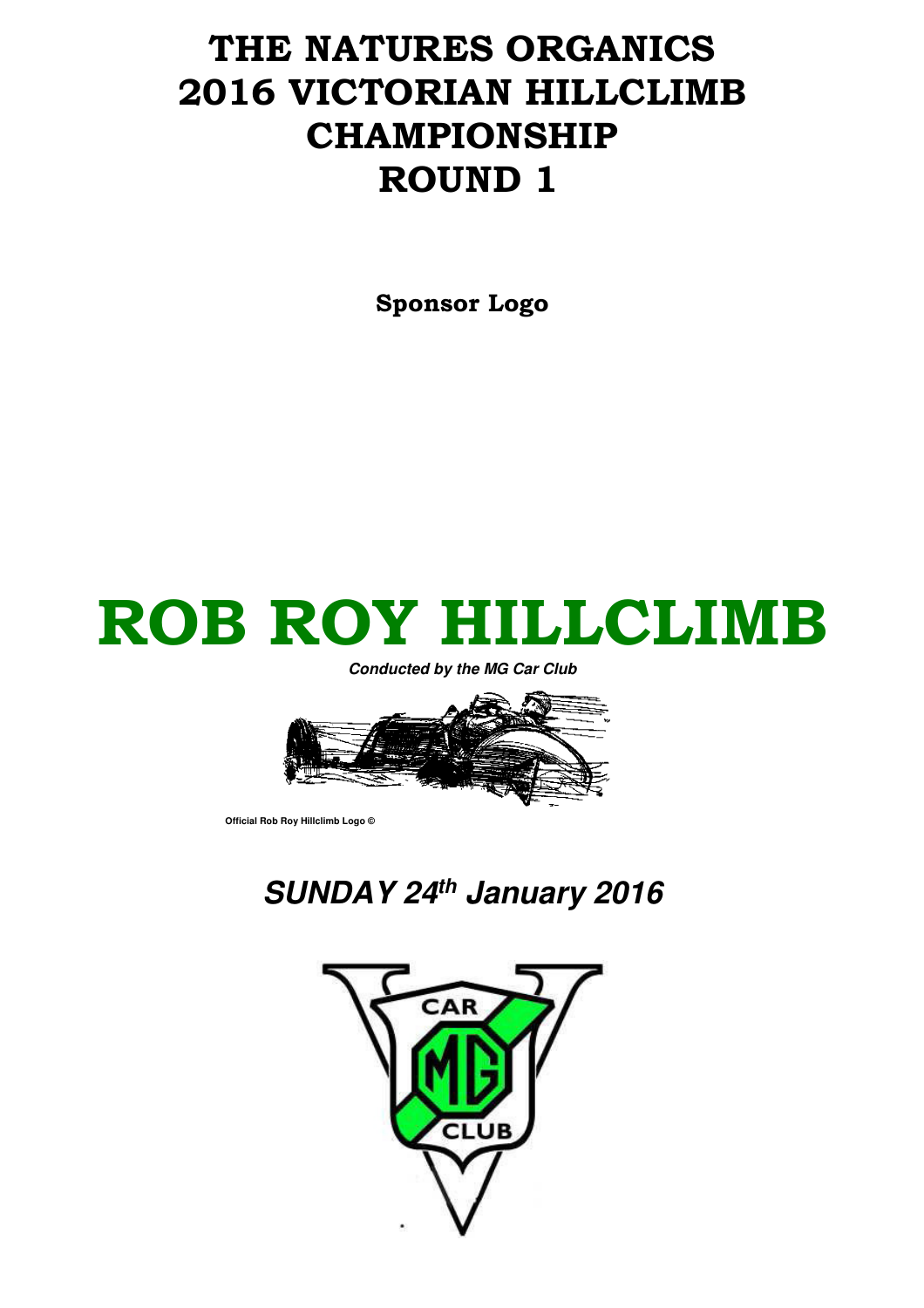# THE NATURES ORGANICS 2016 VICTORIAN HILLCLIMB CHAMPIONSHIP ROUND 1

**Sponsor Logo**

# ROB ROY HILLCLIMB

***Conducted by the MG Car Club***

**Official Rob Roy Hillclimb Logo ©**

## *SUNDAY 24th January 2016*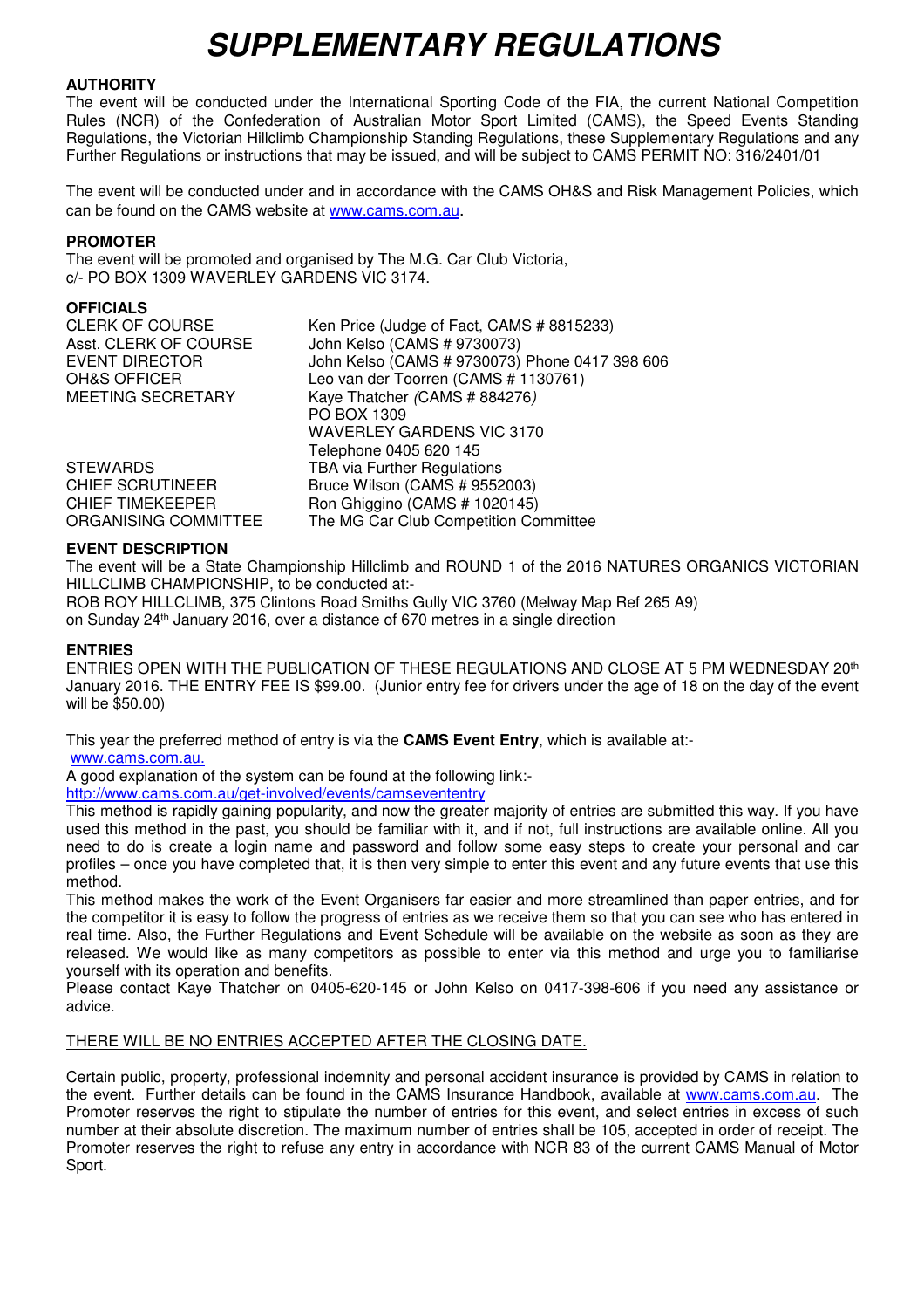# SUPPLEMENTARY REGULATIONS

### AUTHORITY

The event will be conducted under the International Sporting Code of the FIA, the current National Competition Rules (NCR) of the Confederation of Australian Motor Sport Limited (CAMS), the Speed Events Standing Regulations, the Victorian Hillclimb Championship Standing Regulations, these Supplementary Regulations and any Further Regulations or instructions that may be issued, and will be subject to CAMS PERMIT NO: 316/2401/01

The event will be conducted under and in accordance with the CAMS OH&S and Risk Management Policies, which can be found on the CAMS website at www.cams.com.au.

### PROMOTER

The event will be promoted and organised by The M.G. Car Club Victoria,
c/- PO BOX 1309 WAVERLEY GARDENS VIC 3174.

### OFFICIALS

| | |
|---|---|
| CLERK OF COURSE | Ken Price (Judge of Fact, CAMS # 8815233) |
| Asst. CLERK OF COURSE | John Kelso (CAMS # 9730073) |
| EVENT DIRECTOR | John Kelso (CAMS # 9730073) Phone 0417 398 606 |
| OH&S OFFICER | Leo van der Toorren (CAMS # 1130761) |
| MEETING SECRETARY | Kaye Thatcher *(CAMS # 884276)*<br>PO BOX 1309<br>WAVERLEY GARDENS VIC 3170<br>Telephone 0405 620 145 |
| STEWARDS | TBA via Further Regulations |
| CHIEF SCRUTINEER | Bruce Wilson (CAMS # 9552003) |
| CHIEF TIMEKEEPER | Ron Ghiggino (CAMS # 1020145) |
| ORGANISING COMMITTEE | The MG Car Club Competition Committee |

### EVENT DESCRIPTION

The event will be a State Championship Hillclimb and ROUND 1 of the 2016 NATURES ORGANICS VICTORIAN HILLCLIMB CHAMPIONSHIP, to be conducted at:-
ROB ROY HILLCLIMB, 375 Clintons Road Smiths Gully VIC 3760 (Melway Map Ref 265 A9)
on Sunday 24th January 2016, over a distance of 670 metres in a single direction

### ENTRIES

ENTRIES OPEN WITH THE PUBLICATION OF THESE REGULATIONS AND CLOSE AT 5 PM WEDNESDAY 20th January 2016. THE ENTRY FEE IS $99.00. (Junior entry fee for drivers under the age of 18 on the day of the event will be $50.00)

This year the preferred method of entry is via the **CAMS Event Entry**, which is available at:-
www.cams.com.au.
A good explanation of the system can be found at the following link:-
http://www.cams.com.au/get-involved/events/camsevententry
This method is rapidly gaining popularity, and now the greater majority of entries are submitted this way. If you have used this method in the past, you should be familiar with it, and if not, full instructions are available online. All you need to do is create a login name and password and follow some easy steps to create your personal and car profiles – once you have completed that, it is then very simple to enter this event and any future events that use this method.
This method makes the work of the Event Organisers far easier and more streamlined than paper entries, and for the competitor it is easy to follow the progress of entries as we receive them so that you can see who has entered in real time. Also, the Further Regulations and Event Schedule will be available on the website as soon as they are released. We would like as many competitors as possible to enter via this method and urge you to familiarise yourself with its operation and benefits.
Please contact Kaye Thatcher on 0405-620-145 or John Kelso on 0417-398-606 if you need any assistance or advice.

<u>THERE WILL BE NO ENTRIES ACCEPTED AFTER THE CLOSING DATE.</u>

Certain public, property, professional indemnity and personal accident insurance is provided by CAMS in relation to the event. Further details can be found in the CAMS Insurance Handbook, available at www.cams.com.au. The Promoter reserves the right to stipulate the number of entries for this event, and select entries in excess of such number at their absolute discretion. The maximum number of entries shall be 105, accepted in order of receipt. The Promoter reserves the right to refuse any entry in accordance with NCR 83 of the current CAMS Manual of Motor Sport.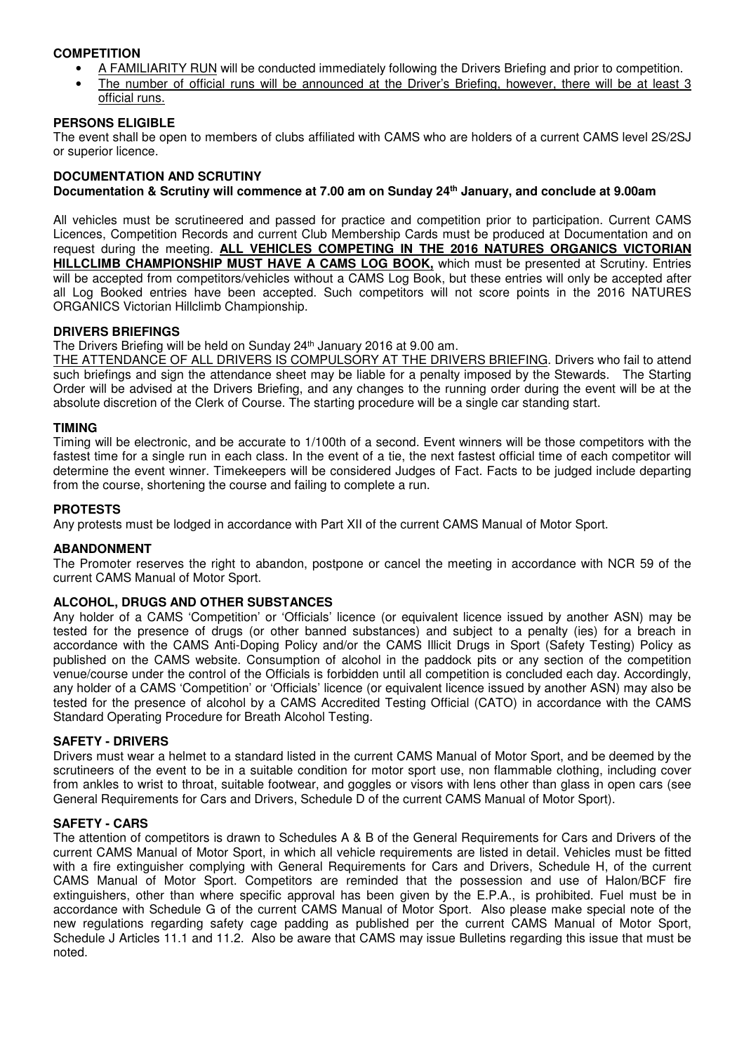### COMPETITION

- A FAMILIARITY RUN will be conducted immediately following the Drivers Briefing and prior to competition.
- The number of official runs will be announced at the Driver's Briefing, however, there will be at least 3 official runs.

### PERSONS ELIGIBLE

The event shall be open to members of clubs affiliated with CAMS who are holders of a current CAMS level 2S/2SJ or superior licence.

### DOCUMENTATION AND SCRUTINY

**Documentation & Scrutiny will commence at 7.00 am on Sunday 24th January, and conclude at 9.00am**

All vehicles must be scrutineered and passed for practice and competition prior to participation. Current CAMS Licences, Competition Records and current Club Membership Cards must be produced at Documentation and on request during the meeting. **ALL VEHICLES COMPETING IN THE 2016 NATURES ORGANICS VICTORIAN HILLCLIMB CHAMPIONSHIP MUST HAVE A CAMS LOG BOOK,** which must be presented at Scrutiny. Entries will be accepted from competitors/vehicles without a CAMS Log Book, but these entries will only be accepted after all Log Booked entries have been accepted. Such competitors will not score points in the 2016 NATURES ORGANICS Victorian Hillclimb Championship.

### DRIVERS BRIEFINGS

The Drivers Briefing will be held on Sunday 24th January 2016 at 9.00 am.

THE ATTENDANCE OF ALL DRIVERS IS COMPULSORY AT THE DRIVERS BRIEFING. Drivers who fail to attend such briefings and sign the attendance sheet may be liable for a penalty imposed by the Stewards. The Starting Order will be advised at the Drivers Briefing, and any changes to the running order during the event will be at the absolute discretion of the Clerk of Course. The starting procedure will be a single car standing start.

### TIMING

Timing will be electronic, and be accurate to 1/100th of a second. Event winners will be those competitors with the fastest time for a single run in each class. In the event of a tie, the next fastest official time of each competitor will determine the event winner. Timekeepers will be considered Judges of Fact. Facts to be judged include departing from the course, shortening the course and failing to complete a run.

### PROTESTS

Any protests must be lodged in accordance with Part XII of the current CAMS Manual of Motor Sport.

### ABANDONMENT

The Promoter reserves the right to abandon, postpone or cancel the meeting in accordance with NCR 59 of the current CAMS Manual of Motor Sport.

### ALCOHOL, DRUGS AND OTHER SUBSTANCES

Any holder of a CAMS 'Competition' or 'Officials' licence (or equivalent licence issued by another ASN) may be tested for the presence of drugs (or other banned substances) and subject to a penalty (ies) for a breach in accordance with the CAMS Anti-Doping Policy and/or the CAMS Illicit Drugs in Sport (Safety Testing) Policy as published on the CAMS website. Consumption of alcohol in the paddock pits or any section of the competition venue/course under the control of the Officials is forbidden until all competition is concluded each day. Accordingly, any holder of a CAMS 'Competition' or 'Officials' licence (or equivalent licence issued by another ASN) may also be tested for the presence of alcohol by a CAMS Accredited Testing Official (CATO) in accordance with the CAMS Standard Operating Procedure for Breath Alcohol Testing.

### SAFETY - DRIVERS

Drivers must wear a helmet to a standard listed in the current CAMS Manual of Motor Sport, and be deemed by the scrutineers of the event to be in a suitable condition for motor sport use, non flammable clothing, including cover from ankles to wrist to throat, suitable footwear, and goggles or visors with lens other than glass in open cars (see General Requirements for Cars and Drivers, Schedule D of the current CAMS Manual of Motor Sport).

### SAFETY - CARS

The attention of competitors is drawn to Schedules A & B of the General Requirements for Cars and Drivers of the current CAMS Manual of Motor Sport, in which all vehicle requirements are listed in detail. Vehicles must be fitted with a fire extinguisher complying with General Requirements for Cars and Drivers, Schedule H, of the current CAMS Manual of Motor Sport. Competitors are reminded that the possession and use of Halon/BCF fire extinguishers, other than where specific approval has been given by the E.P.A., is prohibited. Fuel must be in accordance with Schedule G of the current CAMS Manual of Motor Sport. Also please make special note of the new regulations regarding safety cage padding as published per the current CAMS Manual of Motor Sport, Schedule J Articles 11.1 and 11.2. Also be aware that CAMS may issue Bulletins regarding this issue that must be noted.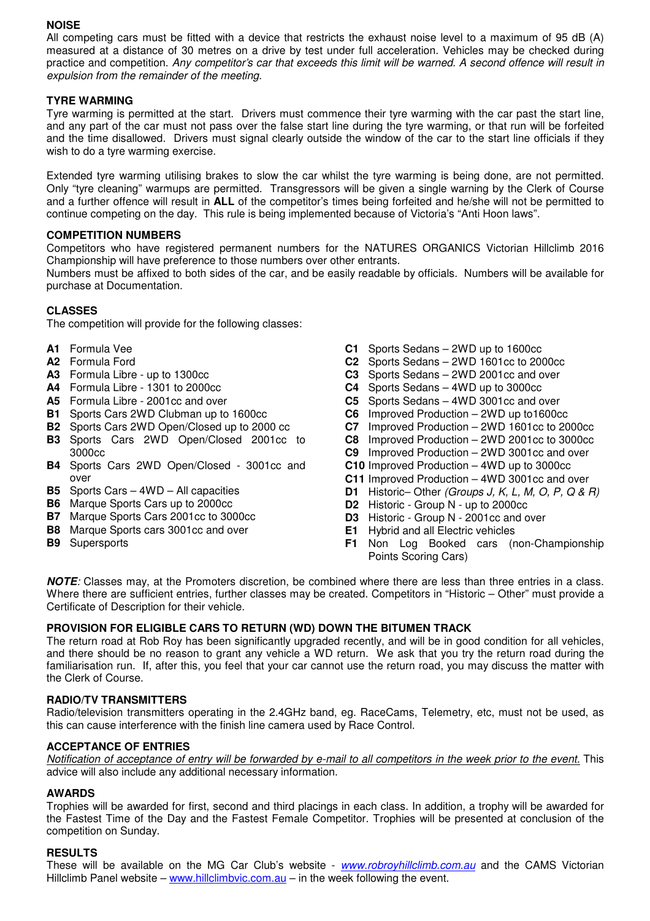## NOISE

All competing cars must be fitted with a device that restricts the exhaust noise level to a maximum of 95 dB (A) measured at a distance of 30 metres on a drive by test under full acceleration. Vehicles may be checked during practice and competition. *Any competitor's car that exceeds this limit will be warned. A second offence will result in expulsion from the remainder of the meeting.*

## TYRE WARMING

Tyre warming is permitted at the start. Drivers must commence their tyre warming with the car past the start line, and any part of the car must not pass over the false start line during the tyre warming, or that run will be forfeited and the time disallowed. Drivers must signal clearly outside the window of the car to the start line officials if they wish to do a tyre warming exercise.

Extended tyre warming utilising brakes to slow the car whilst the tyre warming is being done, are not permitted. Only "tyre cleaning" warmups are permitted. Transgressors will be given a single warning by the Clerk of Course and a further offence will result in **ALL** of the competitor's times being forfeited and he/she will not be permitted to continue competing on the day. This rule is being implemented because of Victoria's "Anti Hoon laws".

## COMPETITION NUMBERS

Competitors who have registered permanent numbers for the NATURES ORGANICS Victorian Hillclimb 2016 Championship will have preference to those numbers over other entrants.
Numbers must be affixed to both sides of the car, and be easily readable by officials. Numbers will be available for purchase at Documentation.

## CLASSES

The competition will provide for the following classes:

- **A1** Formula Vee
- **A2** Formula Ford
- **A3** Formula Libre - up to 1300cc
- **A4** Formula Libre - 1301 to 2000cc
- **A5** Formula Libre - 2001cc and over
- **B1** Sports Cars 2WD Clubman up to 1600cc
- **B2** Sports Cars 2WD Open/Closed up to 2000 cc
- **B3** Sports Cars 2WD Open/Closed 2001cc to 3000cc
- **B4** Sports Cars 2WD Open/Closed - 3001cc and over
- **B5** Sports Cars – 4WD – All capacities
- **B6** Marque Sports Cars up to 2000cc
- **B7** Marque Sports Cars 2001cc to 3000cc
- **B8** Marque Sports cars 3001cc and over
- **B9** Supersports
- **C1** Sports Sedans – 2WD up to 1600cc
- **C2** Sports Sedans – 2WD 1601cc to 2000cc
- **C3** Sports Sedans – 2WD 2001cc and over
- **C4** Sports Sedans – 4WD up to 3000cc
- **C5** Sports Sedans – 4WD 3001cc and over
- **C6** Improved Production – 2WD up to1600cc
- **C7** Improved Production – 2WD 1601cc to 2000cc
- **C8** Improved Production – 2WD 2001cc to 3000cc
- **C9** Improved Production – 2WD 3001cc and over
- **C10** Improved Production – 4WD up to 3000cc
- **C11** Improved Production – 4WD 3001cc and over
- **D1** Historic– Other *(Groups J, K, L, M, O, P, Q & R)*
- **D2** Historic - Group N - up to 2000cc
- **D3** Historic - Group N - 2001cc and over
- **E1** Hybrid and all Electric vehicles
- **F1** Non Log Booked cars (non-Championship Points Scoring Cars)

***NOTE:*** Classes may, at the Promoters discretion, be combined where there are less than three entries in a class. Where there are sufficient entries, further classes may be created. Competitors in "Historic – Other" must provide a Certificate of Description for their vehicle.

## PROVISION FOR ELIGIBLE CARS TO RETURN (WD) DOWN THE BITUMEN TRACK

The return road at Rob Roy has been significantly upgraded recently, and will be in good condition for all vehicles, and there should be no reason to grant any vehicle a WD return. We ask that you try the return road during the familiarisation run. If, after this, you feel that your car cannot use the return road, you may discuss the matter with the Clerk of Course.

## RADIO/TV TRANSMITTERS

Radio/television transmitters operating in the 2.4GHz band, eg. RaceCams, Telemetry, etc, must not be used, as this can cause interference with the finish line camera used by Race Control.

## ACCEPTANCE OF ENTRIES

*Notification of acceptance of entry will be forwarded by e-mail to all competitors in the week prior to the event.* This advice will also include any additional necessary information.

## AWARDS

Trophies will be awarded for first, second and third placings in each class. In addition, a trophy will be awarded for the Fastest Time of the Day and the Fastest Female Competitor. Trophies will be presented at conclusion of the competition on Sunday.

## RESULTS

These will be available on the MG Car Club's website - *www.robroyhillclimb.com.au* and the CAMS Victorian Hillclimb Panel website – www.hillclimbvic.com.au – in the week following the event.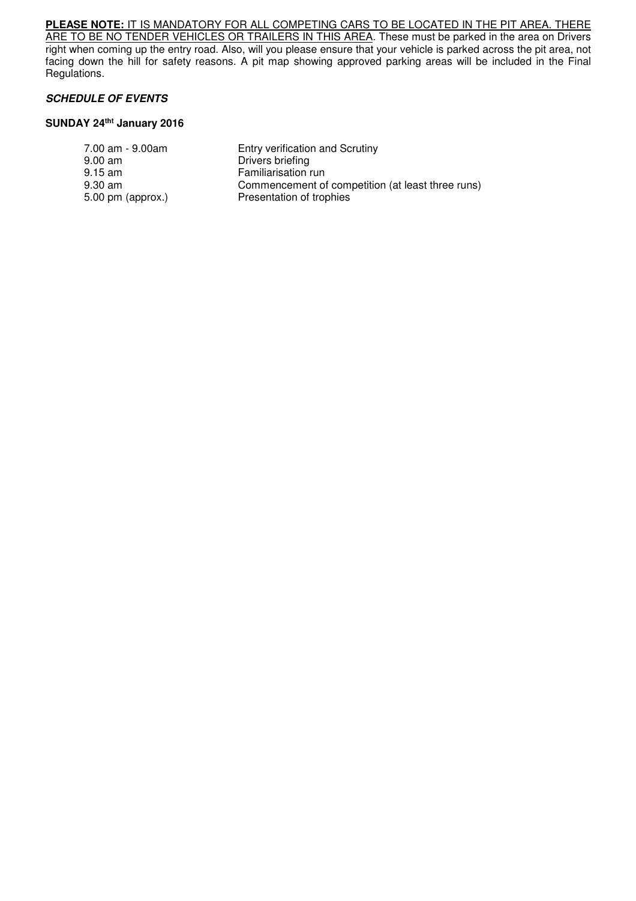**PLEASE NOTE:** IT IS MANDATORY FOR ALL COMPETING CARS TO BE LOCATED IN THE PIT AREA. THERE ARE TO BE NO TENDER VEHICLES OR TRAILERS IN THIS AREA. These must be parked in the area on Drivers right when coming up the entry road. Also, will you please ensure that your vehicle is parked across the pit area, not facing down the hill for safety reasons. A pit map showing approved parking areas will be included in the Final Regulations.

***SCHEDULE OF EVENTS***

**SUNDAY 24tht January 2016**

| | |
|---|---|
| 7.00 am - 9.00am | Entry verification and Scrutiny |
| 9.00 am | Drivers briefing |
| 9.15 am | Familiarisation run |
| 9.30 am | Commencement of competition (at least three runs) |
| 5.00 pm (approx.) | Presentation of trophies |